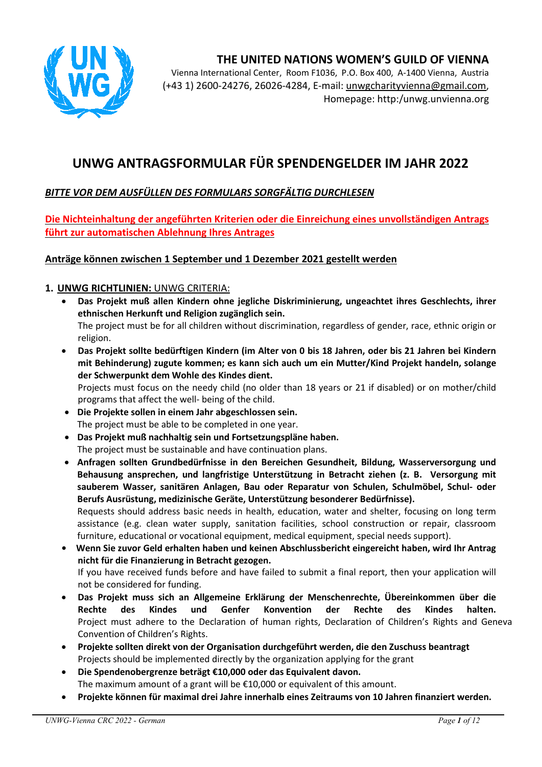# THE UNITED NATIONS WOMEN'S GUILD OF VIENNA

Vienna International Center, Room F1036, P.O. Box 400, A-1400 Vienna, Austria
(+43 1) 2600-24276, 26026-4284, E-mail: unwgcharityvienna@gmail.com,
Homepage: http:/unwg.unvienna.org

# UNWG ANTRAGSFORMULAR FÜR SPENDENGELDER IM JAHR 2022

***BITTE VOR DEM AUSFÜLLEN DES FORMULARS SORGFÄLTIG DURCHLESEN***

**Die Nichteinhaltung der angeführten Kriterien oder die Einreichung eines unvollständigen Antrags führt zur automatischen Ablehnung Ihres Antrages**

**Anträge können zwischen 1 September und 1 Dezember 2021 gestellt werden**

1. **UNWG RICHTLINIEN:** UNWG CRITERIA:
   - **Das Projekt muß allen Kindern ohne jegliche Diskriminierung, ungeachtet ihres Geschlechts, ihrer ethnischen Herkunft und Religion zugänglich sein.**
     The project must be for all children without discrimination, regardless of gender, race, ethnic origin or religion.
   - **Das Projekt sollte bedürftigen Kindern (im Alter von 0 bis 18 Jahren, oder bis 21 Jahren bei Kindern mit Behinderung) zugute kommen; es kann sich auch um ein Mutter/Kind Projekt handeln, solange der Schwerpunkt dem Wohle des Kindes dient.**
     Projects must focus on the needy child (no older than 18 years or 21 if disabled) or on mother/child programs that affect the well- being of the child.
   - **Die Projekte sollen in einem Jahr abgeschlossen sein.**
     The project must be able to be completed in one year.
   - **Das Projekt muß nachhaltig sein und Fortsetzungspläne haben.**
     The project must be sustainable and have continuation plans.
   - **Anfragen sollten Grundbedürfnisse in den Bereichen Gesundheit, Bildung, Wasserversorgung und Behausung ansprechen, und langfristige Unterstützung in Betracht ziehen (z. B. Versorgung mit sauberem Wasser, sanitären Anlagen, Bau oder Reparatur von Schulen, Schulmöbel, Schul- oder Berufs Ausrüstung, medizinische Geräte, Unterstützung besonderer Bedürfnisse).**
     Requests should address basic needs in health, education, water and shelter, focusing on long term assistance (e.g. clean water supply, sanitation facilities, school construction or repair, classroom furniture, educational or vocational equipment, medical equipment, special needs support).
   - **Wenn Sie zuvor Geld erhalten haben und keinen Abschlussbericht eingereicht haben, wird Ihr Antrag nicht für die Finanzierung in Betracht gezogen.**
     If you have received funds before and have failed to submit a final report, then your application will not be considered for funding.
   - **Das Projekt muss sich an Allgemeine Erklärung der Menschenrechte, Übereinkommen über die Rechte des Kindes und Genfer Konvention der Rechte des Kindes halten.**
     Project must adhere to the Declaration of human rights, Declaration of Children's Rights and Geneva Convention of Children's Rights.
   - **Projekte sollten direkt von der Organisation durchgeführt werden, die den Zuschuss beantragt**
     Projects should be implemented directly by the organization applying for the grant
   - **Die Spendenobergrenze beträgt €10,000 oder das Equivalent davon.**
     The maximum amount of a grant will be €10,000 or equivalent of this amount.
   - **Projekte können für maximal drei Jahre innerhalb eines Zeitraums von 10 Jahren finanziert werden.**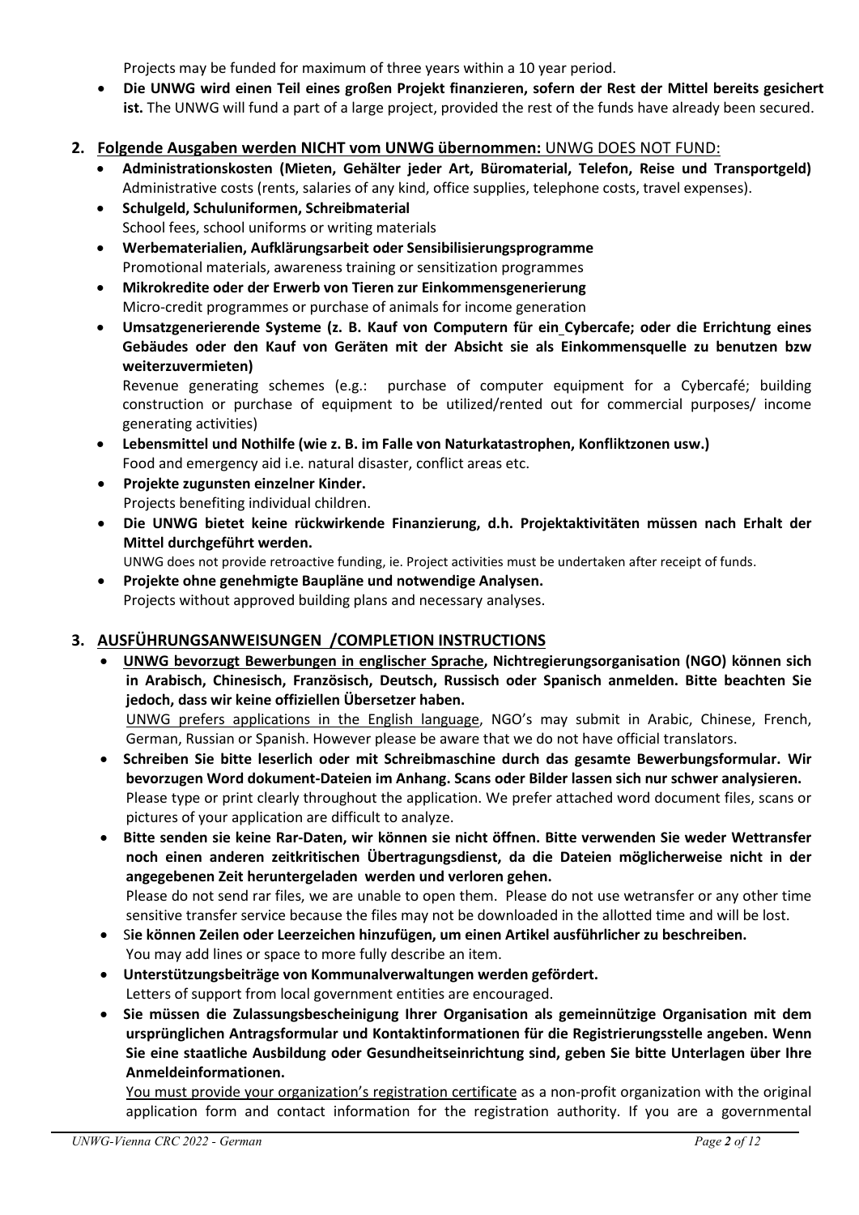Projects may be funded for maximum of three years within a 10 year period.

- **Die UNWG wird einen Teil eines großen Projekt finanzieren, sofern der Rest der Mittel bereits gesichert ist.** The UNWG will fund a part of a large project, provided the rest of the funds have already been secured.

## 2. Folgende Ausgaben werden NICHT vom UNWG übernommen: UNWG DOES NOT FUND:

- **Administrationskosten (Mieten, Gehälter jeder Art, Büromaterial, Telefon, Reise und Transportgeld)** Administrative costs (rents, salaries of any kind, office supplies, telephone costs, travel expenses).
- **Schulgeld, Schuluniformen, Schreibmaterial**
  School fees, school uniforms or writing materials
- **Werbematerialien, Aufklärungsarbeit oder Sensibilisierungsprogramme**
  Promotional materials, awareness training or sensitization programmes
- **Mikrokredite oder der Erwerb von Tieren zur Einkommensgenerierung**
  Micro-credit programmes or purchase of animals for income generation
- **Umsatzgenerierende Systeme (z. B. Kauf von Computern für ein Cybercafe; oder die Errichtung eines Gebäudes oder den Kauf von Geräten mit der Absicht sie als Einkommensquelle zu benutzen bzw weiterzuvermieten)**
  Revenue generating schemes (e.g.: purchase of computer equipment for a Cybercafé; building construction or purchase of equipment to be utilized/rented out for commercial purposes/ income generating activities)
- **Lebensmittel und Nothilfe (wie z. B. im Falle von Naturkatastrophen, Konfliktzonen usw.)**
  Food and emergency aid i.e. natural disaster, conflict areas etc.
- **Projekte zugunsten einzelner Kinder.**
  Projects benefiting individual children.
- **Die UNWG bietet keine rückwirkende Finanzierung, d.h. Projektaktivitäten müssen nach Erhalt der Mittel durchgeführt werden.**
  UNWG does not provide retroactive funding, ie. Project activities must be undertaken after receipt of funds.
- **Projekte ohne genehmigte Baupläne und notwendige Analysen.**
  Projects without approved building plans and necessary analyses.

## 3. AUSFÜHRUNGSANWEISUNGEN /COMPLETION INSTRUCTIONS

- **UNWG bevorzugt Bewerbungen in englischer Sprache, Nichtregierungsorganisation (NGO) können sich in Arabisch, Chinesisch, Französisch, Deutsch, Russisch oder Spanisch anmelden. Bitte beachten Sie jedoch, dass wir keine offiziellen Übersetzer haben.**
  UNWG prefers applications in the English language, NGO's may submit in Arabic, Chinese, French, German, Russian or Spanish. However please be aware that we do not have official translators.
- **Schreiben Sie bitte leserlich oder mit Schreibmaschine durch das gesamte Bewerbungsformular. Wir bevorzugen Word dokument-Dateien im Anhang. Scans oder Bilder lassen sich nur schwer analysieren.**
  Please type or print clearly throughout the application. We prefer attached word document files, scans or pictures of your application are difficult to analyze.
- **Bitte senden sie keine Rar-Daten, wir können sie nicht öffnen. Bitte verwenden Sie weder Wettransfer noch einen anderen zeitkritischen Übertragungsdienst, da die Dateien möglicherweise nicht in der angegebenen Zeit heruntergeladen werden und verloren gehen.**
  Please do not send rar files, we are unable to open them. Please do not use wetransfer or any other time sensitive transfer service because the files may not be downloaded in the allotted time and will be lost.
- **Sie können Zeilen oder Leerzeichen hinzufügen, um einen Artikel ausführlicher zu beschreiben.**
  You may add lines or space to more fully describe an item.
- **Unterstützungsbeiträge von Kommunalverwaltungen werden gefördert.**
  Letters of support from local government entities are encouraged.
- **Sie müssen die Zulassungsbescheinigung Ihrer Organisation als gemeinnützige Organisation mit dem ursprünglichen Antragsformular und Kontaktinformationen für die Registrierungsstelle angeben. Wenn Sie eine staatliche Ausbildung oder Gesundheitseinrichtung sind, geben Sie bitte Unterlagen über Ihre Anmeldeinformationen.**
  You must provide your organization's registration certificate as a non-profit organization with the original application form and contact information for the registration authority. If you are a governmental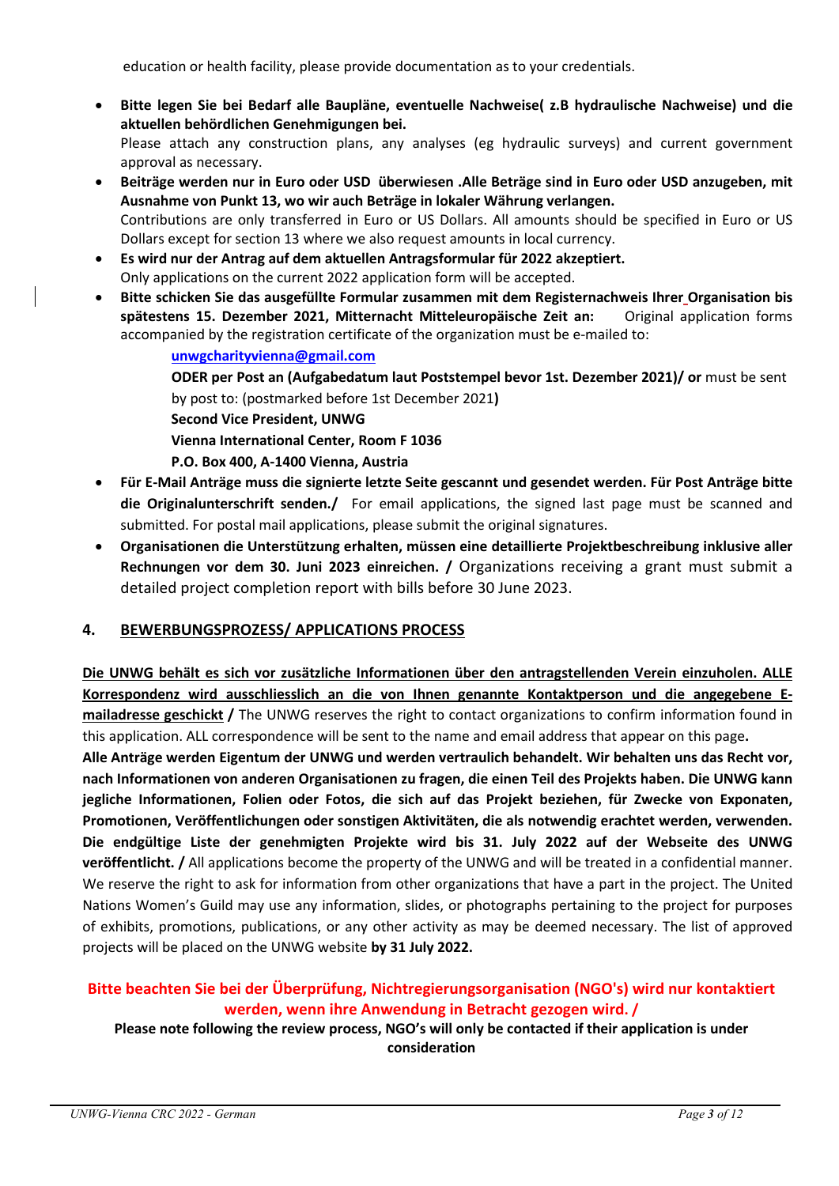education or health facility, please provide documentation as to your credentials.

- **Bitte legen Sie bei Bedarf alle Baupläne, eventuelle Nachweise( z.B hydraulische Nachweise) und die aktuellen behördlichen Genehmigungen bei.**
  Please attach any construction plans, any analyses (eg hydraulic surveys) and current government approval as necessary.
- **Beiträge werden nur in Euro oder USD überwiesen .Alle Beträge sind in Euro oder USD anzugeben, mit Ausnahme von Punkt 13, wo wir auch Beträge in lokaler Währung verlangen.**
  Contributions are only transferred in Euro or US Dollars. All amounts should be specified in Euro or US Dollars except for section 13 where we also request amounts in local currency.
- **Es wird nur der Antrag auf dem aktuellen Antragsformular für 2022 akzeptiert.**
  Only applications on the current 2022 application form will be accepted.
- **Bitte schicken Sie das ausgefüllte Formular zusammen mit dem Registernachweis Ihrer Organisation bis spätestens 15. Dezember 2021, Mitternacht Mitteleuropäische Zeit an:** Original application forms accompanied by the registration certificate of the organization must be e-mailed to:

  **unwgcharityvienna@gmail.com**

  **ODER per Post an (Aufgabedatum laut Poststempel bevor 1st. Dezember 2021)/ or** must be sent by post to: (postmarked before 1st December 2021**)**

  **Second Vice President, UNWG**
  **Vienna International Center, Room F 1036**
  **P.O. Box 400, A-1400 Vienna, Austria**
- **Für E-Mail Anträge muss die signierte letzte Seite gescannt und gesendet werden. Für Post Anträge bitte die Originalunterschrift senden./** For email applications, the signed last page must be scanned and submitted. For postal mail applications, please submit the original signatures.
- **Organisationen die Unterstützung erhalten, müssen eine detaillierte Projektbeschreibung inklusive aller Rechnungen vor dem 30. Juni 2023 einreichen. /** Organizations receiving a grant must submit a detailed project completion report with bills before 30 June 2023.

## 4. BEWERBUNGSPROZESS/ APPLICATIONS PROCESS

**Die UNWG behält es sich vor zusätzliche Informationen über den antragstellenden Verein einzuholen. ALLE Korrespondenz wird ausschliesslich an die von Ihnen genannte Kontaktperson und die angegebene E-mailadresse geschickt /** The UNWG reserves the right to contact organizations to confirm information found in this application. ALL correspondence will be sent to the name and email address that appear on this page**.**

**Alle Anträge werden Eigentum der UNWG und werden vertraulich behandelt. Wir behalten uns das Recht vor, nach Informationen von anderen Organisationen zu fragen, die einen Teil des Projekts haben. Die UNWG kann jegliche Informationen, Folien oder Fotos, die sich auf das Projekt beziehen, für Zwecke von Exponaten, Promotionen, Veröffentlichungen oder sonstigen Aktivitäten, die als notwendig erachtet werden, verwenden. Die endgültige Liste der genehmigten Projekte wird bis 31. July 2022 auf der Webseite des UNWG veröffentlicht. /** All applications become the property of the UNWG and will be treated in a confidential manner. We reserve the right to ask for information from other organizations that have a part in the project. The United Nations Women's Guild may use any information, slides, or photographs pertaining to the project for purposes of exhibits, promotions, publications, or any other activity as may be deemed necessary. The list of approved projects will be placed on the UNWG website **by 31 July 2022.**

**Bitte beachten Sie bei der Überprüfung, Nichtregierungsorganisation (NGO's) wird nur kontaktiert werden, wenn ihre Anwendung in Betracht gezogen wird. /**

**Please note following the review process, NGO's will only be contacted if their application is under consideration**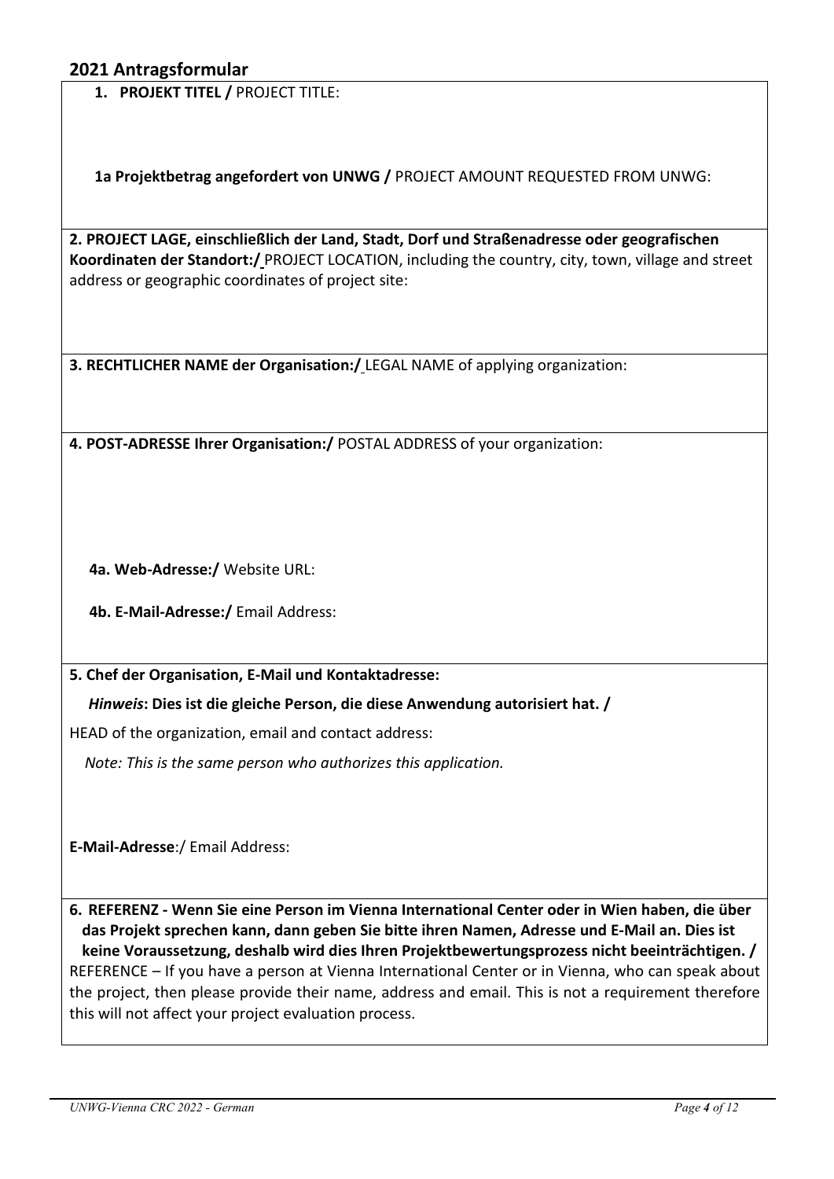## 2021 Antragsformular

**1. PROJEKT TITEL /** PROJECT TITLE:

**1a Projektbetrag angefordert von UNWG /** PROJECT AMOUNT REQUESTED FROM UNWG:

**2. PROJECT LAGE, einschließlich der Land, Stadt, Dorf und Straßenadresse oder geografischen Koordinaten der Standort:/** PROJECT LOCATION, including the country, city, town, village and street address or geographic coordinates of project site:

**3. RECHTLICHER NAME der Organisation:/** LEGAL NAME of applying organization:

**4. POST-ADRESSE Ihrer Organisation:/** POSTAL ADDRESS of your organization:

**4a. Web-Adresse:/** Website URL:

**4b. E-Mail-Adresse:/** Email Address:

**5. Chef der Organisation, E-Mail und Kontaktadresse:**

***Hinweis*: Dies ist die gleiche Person, die diese Anwendung autorisiert hat. /**

HEAD of the organization, email and contact address:

*Note: This is the same person who authorizes this application.*

**E-Mail-Adresse**:/ Email Address:

**6. REFERENZ - Wenn Sie eine Person im Vienna International Center oder in Wien haben, die über das Projekt sprechen kann, dann geben Sie bitte ihren Namen, Adresse und E-Mail an. Dies ist keine Voraussetzung, deshalb wird dies Ihren Projektbewertungsprozess nicht beeinträchtigen. /** REFERENCE – If you have a person at Vienna International Center or in Vienna, who can speak about the project, then please provide their name, address and email. This is not a requirement therefore this will not affect your project evaluation process.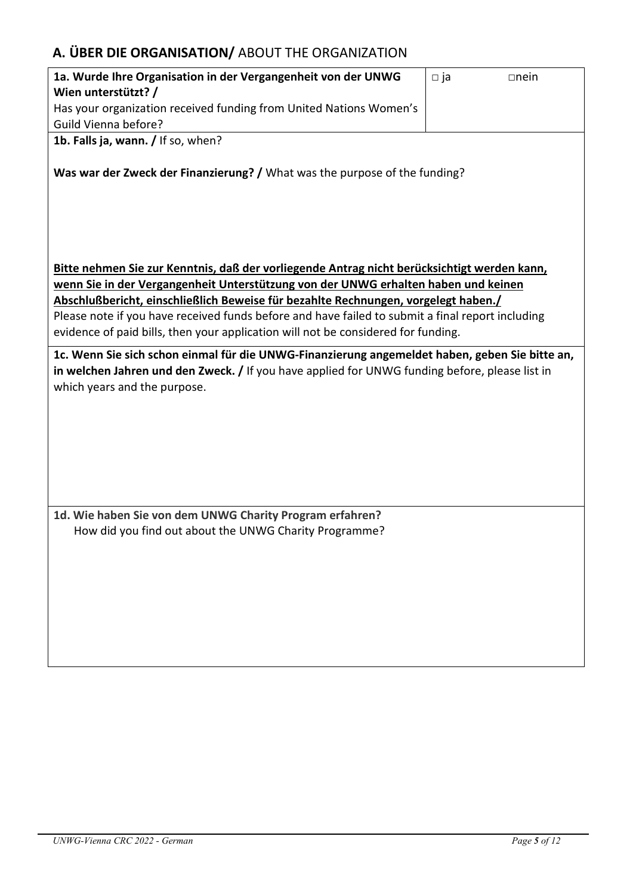## **A. ÜBER DIE ORGANISATION/** ABOUT THE ORGANIZATION

| **1a. Wurde Ihre Organisation in der Vergangenheit von der UNWG Wien unterstützt? /** Has your organization received funding from United Nations Women's Guild Vienna before? | □ ja □nein |
|---|---|

**1b. Falls ja, wann. /** If so, when?

**Was war der Zweck der Finanzierung? /** What was the purpose of the funding?

**<u>Bitte nehmen Sie zur Kenntnis, daß der vorliegende Antrag nicht berücksichtigt werden kann, wenn Sie in der Vergangenheit Unterstützung von der UNWG erhalten haben und keinen Abschlußbericht, einschließlich Beweise für bezahlte Rechnungen, vorgelegt haben./</u>**
Please note if you have received funds before and have failed to submit a final report including evidence of paid bills, then your application will not be considered for funding.

**1c. Wenn Sie sich schon einmal für die UNWG-Finanzierung angemeldet haben, geben Sie bitte an, in welchen Jahren und den Zweck. /** If you have applied for UNWG funding before, please list in which years and the purpose.

**1d. Wie haben Sie von dem UNWG Charity Program erfahren?**
How did you find out about the UNWG Charity Programme?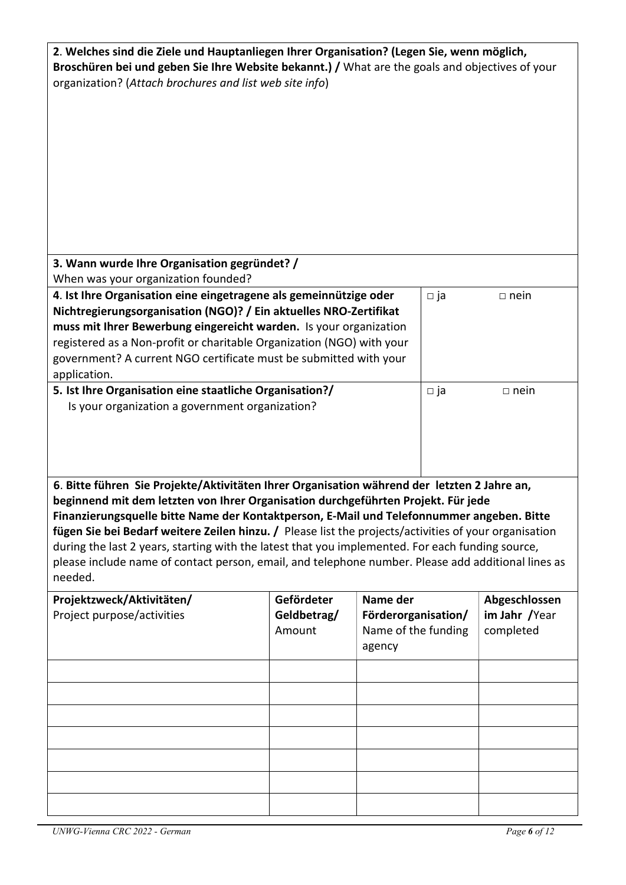**2**. **Welches sind die Ziele und Hauptanliegen Ihrer Organisation? (Legen Sie, wenn möglich, Broschüren bei und geben Sie Ihre Website bekannt.) /** What are the goals and objectives of your organization? (*Attach brochures and list web site info*)

**3. Wann wurde Ihre Organisation gegründet? /**
When was your organization founded?

| | |
|---|---|
| **4**. **Ist Ihre Organisation eine eingetragene als gemeinnützige oder Nichtregierungsorganisation (NGO)? / Ein aktuelles NRO-Zertifikat muss mit Ihrer Bewerbung eingereicht warden.** Is your organization registered as a Non-profit or charitable Organization (NGO) with your government? A current NGO certificate must be submitted with your application. | □ ja □ nein |
| **5. Ist Ihre Organisation eine staatliche Organisation?/** Is your organization a government organization? | □ ja □ nein |

**6**. **Bitte führen Sie Projekte/Aktivitäten Ihrer Organisation während der letzten 2 Jahre an, beginnend mit dem letzten von Ihrer Organisation durchgeführten Projekt. Für jede Finanzierungsquelle bitte Name der Kontaktperson, E-Mail und Telefonnummer angeben. Bitte fügen Sie bei Bedarf weitere Zeilen hinzu. /** Please list the projects/activities of your organisation during the last 2 years, starting with the latest that you implemented. For each funding source, please include name of contact person, email, and telephone number. Please add additional lines as needed.

| **Projektzweck/Aktivitäten/** Project purpose/activities | **Gefördeter Geldbetrag/** Amount | **Name der Förderorganisation/** Name of the funding agency | **Abgeschlossen im Jahr /**Year completed |
|---|---|---|---|
| | | | |
| | | | |
| | | | |
| | | | |
| | | | |
| | | | |
| | | | |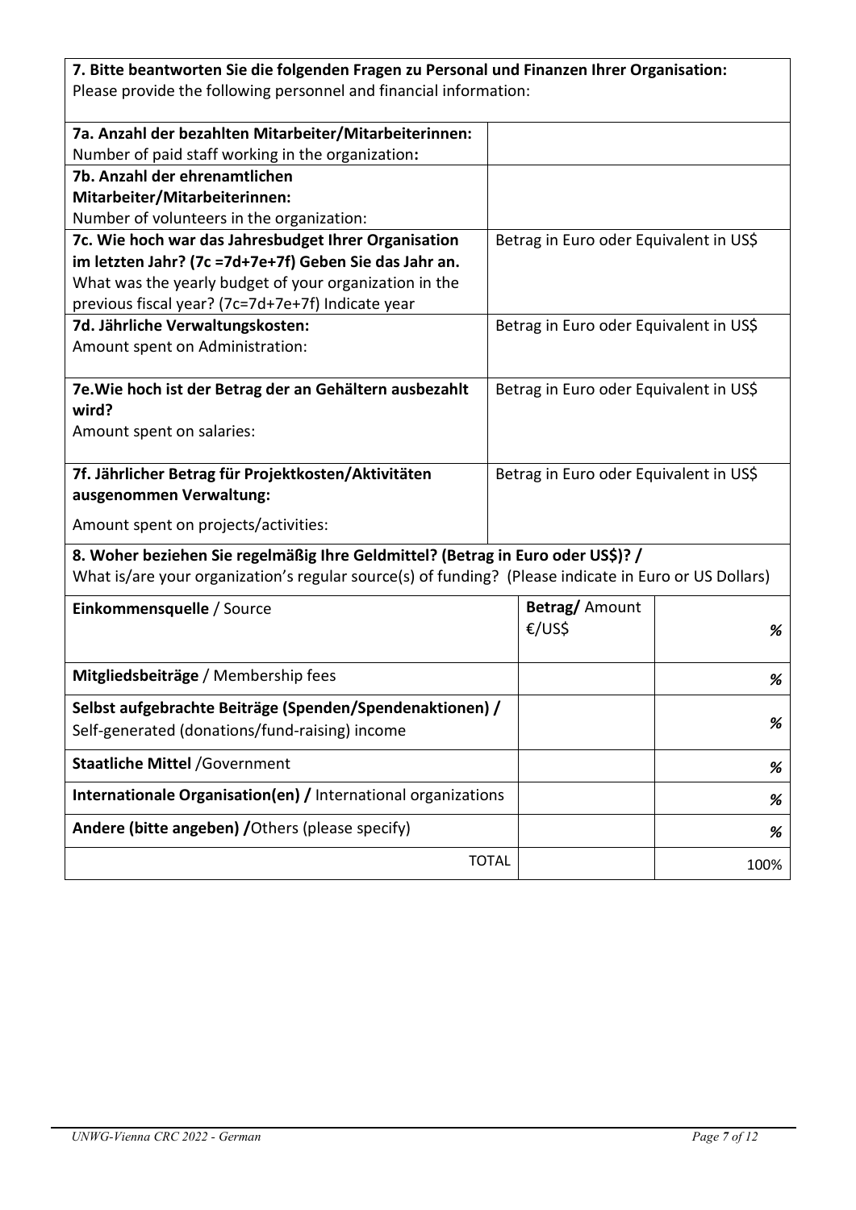| **7. Bitte beantworten Sie die folgenden Fragen zu Personal und Finanzen Ihrer Organisation:** Please provide the following personnel and financial information: | |
|---|---|
| **7a. Anzahl der bezahlten Mitarbeiter/Mitarbeiterinnen:** Number of paid staff working in the organization**:** | |
| **7b. Anzahl der ehrenamtlichen Mitarbeiter/Mitarbeiterinnen:** Number of volunteers in the organization: | |
| **7c. Wie hoch war das Jahresbudget Ihrer Organisation im letzten Jahr? (7c =7d+7e+7f) Geben Sie das Jahr an.** What was the yearly budget of your organization in the previous fiscal year? (7c=7d+7e+7f) Indicate year | Betrag in Euro oder Equivalent in US$ |
| **7d. Jährliche Verwaltungskosten:** Amount spent on Administration: | Betrag in Euro oder Equivalent in US$ |
| **7e.Wie hoch ist der Betrag der an Gehältern ausbezahlt wird?** Amount spent on salaries: | Betrag in Euro oder Equivalent in US$ |
| **7f. Jährlicher Betrag für Projektkosten/Aktivitäten ausgenommen Verwaltung:** Amount spent on projects/activities: | Betrag in Euro oder Equivalent in US$ |

**8. Woher beziehen Sie regelmäßig Ihre Geldmittel? (Betrag in Euro oder US$)? /**
What is/are your organization's regular source(s) of funding? (Please indicate in Euro or US Dollars)

| **Einkommensquelle** / Source | **Betrag/** Amount €/US$ | % |
|---|---|---|
| **Mitgliedsbeiträge** / Membership fees | | % |
| **Selbst aufgebrachte Beiträge (Spenden/Spendenaktionen) /** Self-generated (donations/fund-raising) income | | % |
| **Staatliche Mittel** /Government | | % |
| **Internationale Organisation(en) /** International organizations | | % |
| **Andere (bitte angeben) /**Others (please specify) | | % |
| TOTAL | | 100% |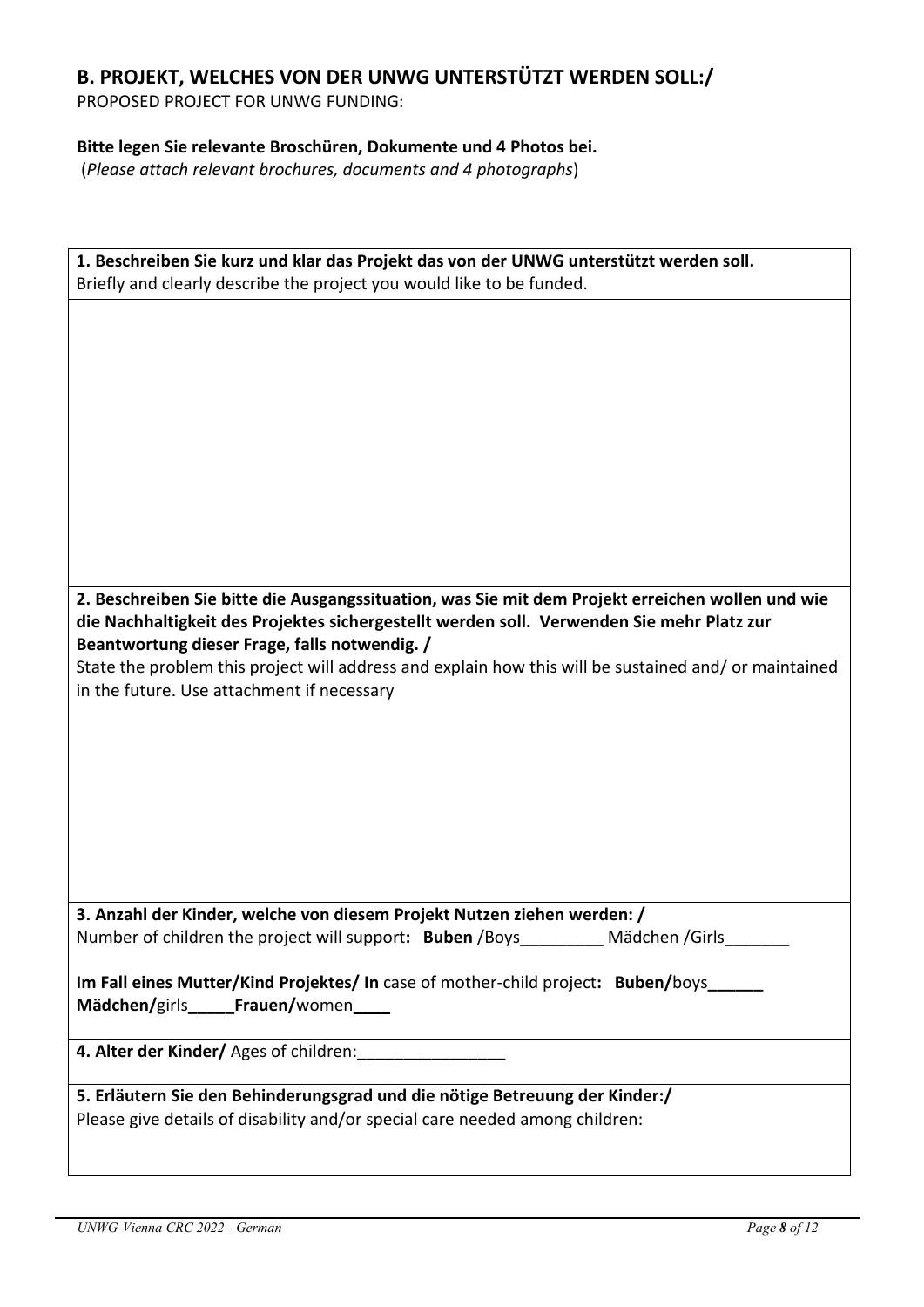## B. PROJEKT, WELCHES VON DER UNWG UNTERSTÜTZT WERDEN SOLL:/

PROPOSED PROJECT FOR UNWG FUNDING:

**Bitte legen Sie relevante Broschüren, Dokumente und 4 Photos bei.**
(*Please attach relevant brochures, documents and 4 photographs*)

**1. Beschreiben Sie kurz und klar das Projekt das von der UNWG unterstützt werden soll.**
Briefly and clearly describe the project you would like to be funded.

**2. Beschreiben Sie bitte die Ausgangssituation, was Sie mit dem Projekt erreichen wollen und wie die Nachhaltigkeit des Projektes sichergestellt werden soll. Verwenden Sie mehr Platz zur Beantwortung dieser Frage, falls notwendig. /**
State the problem this project will address and explain how this will be sustained and/ or maintained in the future. Use attachment if necessary

**3. Anzahl der Kinder, welche von diesem Projekt Nutzen ziehen werden: /**
Number of children the project will support**: Buben** /Boys_________ Mädchen /Girls_______

**Im Fall eines Mutter/Kind Projektes/ In** case of mother-child project**: Buben/**boys______ **Mädchen/**girls_____**Frauen/**women____

**4. Alter der Kinder/** Ages of children:________________

**5. Erläutern Sie den Behinderungsgrad und die nötige Betreuung der Kinder:/**
Please give details of disability and/or special care needed among children: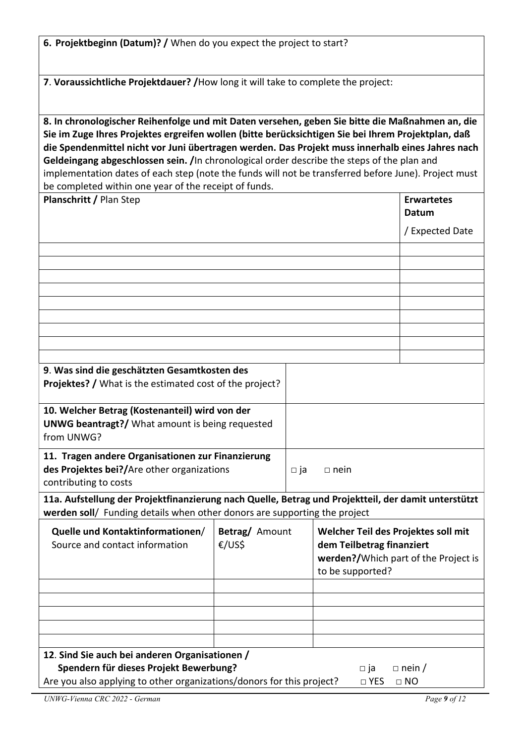**6. Projektbeginn (Datum)? /** When do you expect the project to start?

**7**. **Voraussichtliche Projektdauer? /**How long it will take to complete the project:

**8. In chronologischer Reihenfolge und mit Daten versehen, geben Sie bitte die Maßnahmen an, die Sie im Zuge Ihres Projektes ergreifen wollen (bitte berücksichtigen Sie bei Ihrem Projektplan, daß die Spendenmittel nicht vor Juni übertragen werden. Das Projekt muss innerhalb eines Jahres nach Geldeingang abgeschlossen sein. /**In chronological order describe the steps of the plan and implementation dates of each step (note the funds will not be transferred before June). Project must be completed within one year of the receipt of funds.

| **Planschritt /** Plan Step | **Erwartetes Datum** / Expected Date |
|---|---|
| | |
| | |
| | |
| | |
| | |
| | |
| | |
| | |
| | |

| | |
|---|---|
| **9**. **Was sind die geschätzten Gesamtkosten des Projektes? /** What is the estimated cost of the project? | |
| **10. Welcher Betrag (Kostenanteil) wird von der UNWG beantragt?/** What amount is being requested from UNWG? | |
| **11. Tragen andere Organisationen zur Finanzierung des Projektes bei?/**Are other organizations contributing to costs | □ ja □ nein |

**11a. Aufstellung der Projektfinanzierung nach Quelle, Betrag und Projektteil, der damit unterstützt werden soll**/ Funding details when other donors are supporting the project

| **Quelle und Kontaktinformationen**/ Source and contact information | **Betrag/** Amount €/US$ | **Welcher Teil des Projektes soll mit dem Teilbetrag finanziert werden?/**Which part of the Project is to be supported? |
|---|---|---|
| | | |
| | | |
| | | |
| | | |
| | | |

**12**. **Sind Sie auch bei anderen Organisationen / Spendern für dieses Projekt Bewerbung?** □ ja □ nein /
Are you also applying to other organizations/donors for this project? □ YES □ NO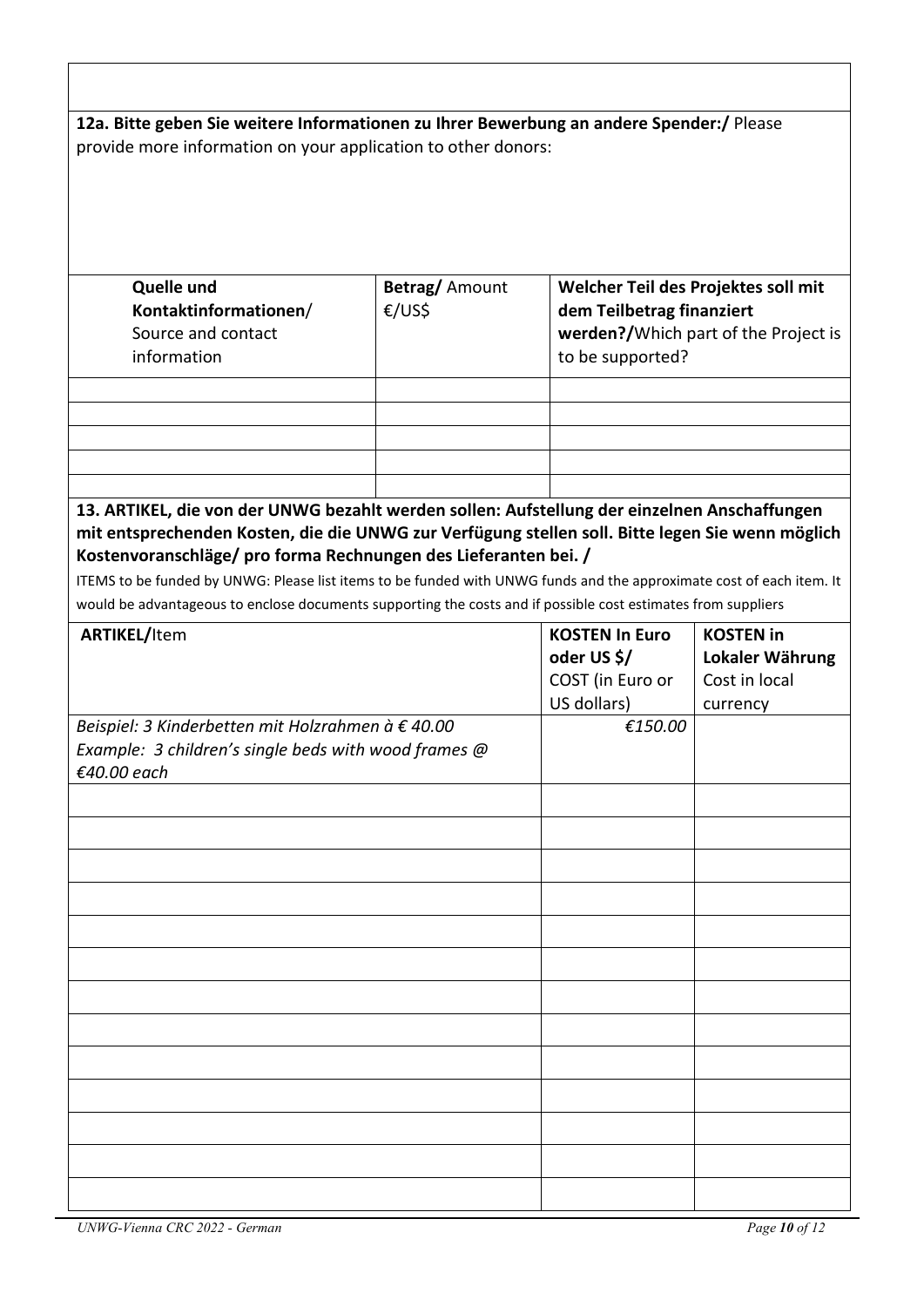**12a. Bitte geben Sie weitere Informationen zu Ihrer Bewerbung an andere Spender:/** Please provide more information on your application to other donors:

| **Quelle und Kontaktinformationen**/ Source and contact information | **Betrag/** Amount €/US$ | **Welcher Teil des Projektes soll mit dem Teilbetrag finanziert werden?/**Which part of the Project is to be supported? |
|---|---|---|
| | | |
| | | |
| | | |
| | | |
| | | |

**13. ARTIKEL, die von der UNWG bezahlt werden sollen: Aufstellung der einzelnen Anschaffungen mit entsprechenden Kosten, die die UNWG zur Verfügung stellen soll. Bitte legen Sie wenn möglich Kostenvoranschläge/ pro forma Rechnungen des Lieferanten bei. /**

ITEMS to be funded by UNWG: Please list items to be funded with UNWG funds and the approximate cost of each item. It would be advantageous to enclose documents supporting the costs and if possible cost estimates from suppliers

| **ARTIKEL/**Item | **KOSTEN In Euro oder US $/** COST (in Euro or US dollars) | **KOSTEN in Lokaler Währung** Cost in local currency |
|---|---|---|
| *Beispiel: 3 Kinderbetten mit Holzrahmen à € 40.00*<br>*Example: 3 children's single beds with wood frames @ €40.00 each* | *€150.00* | |
| | | |
| | | |
| | | |
| | | |
| | | |
| | | |
| | | |
| | | |
| | | |
| | | |
| | | |
| | | |
| | | |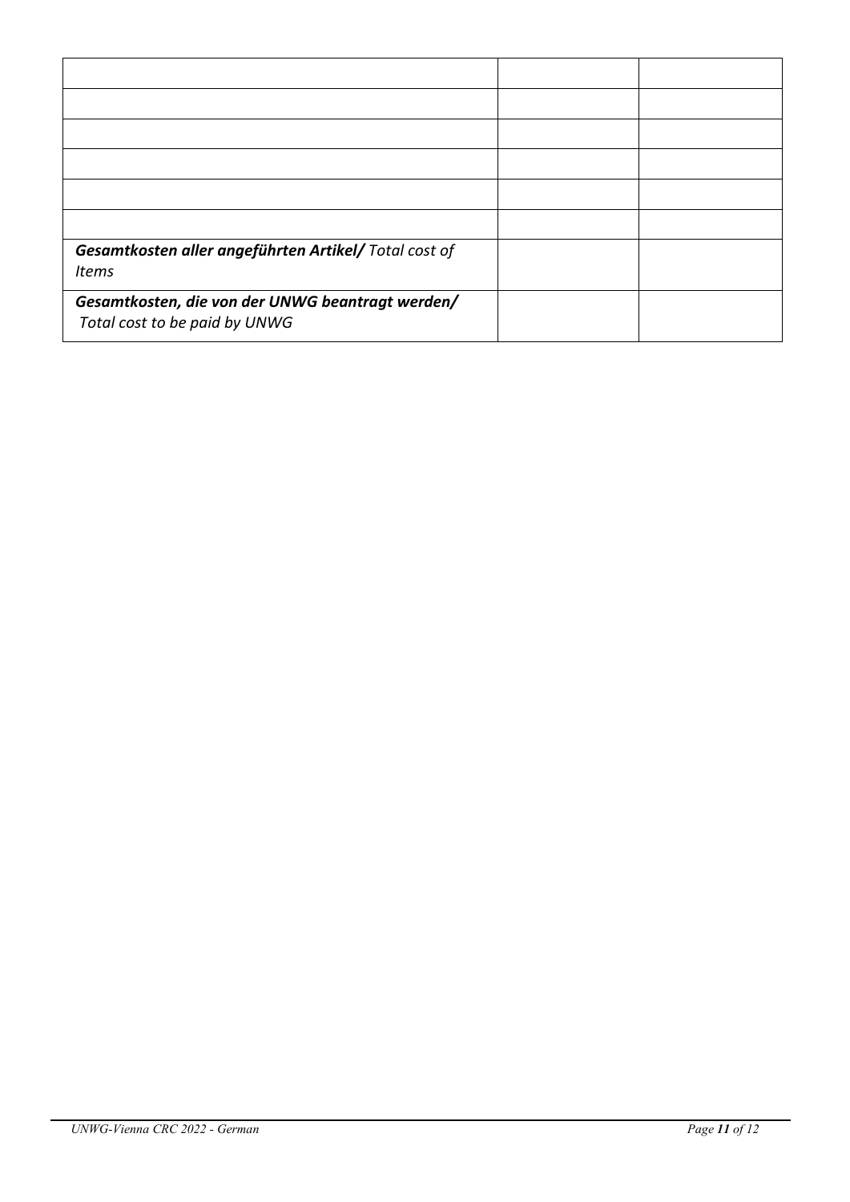| | | |
|---|---|---|
| | | |
| | | |
| | | |
| | | |
| | | |
| | | |
| ***Gesamtkosten aller angeführten Artikel/*** *Total cost of Items* | | |
| ***Gesamtkosten, die von der UNWG beantragt werden/*** *Total cost to be paid by UNWG* | | |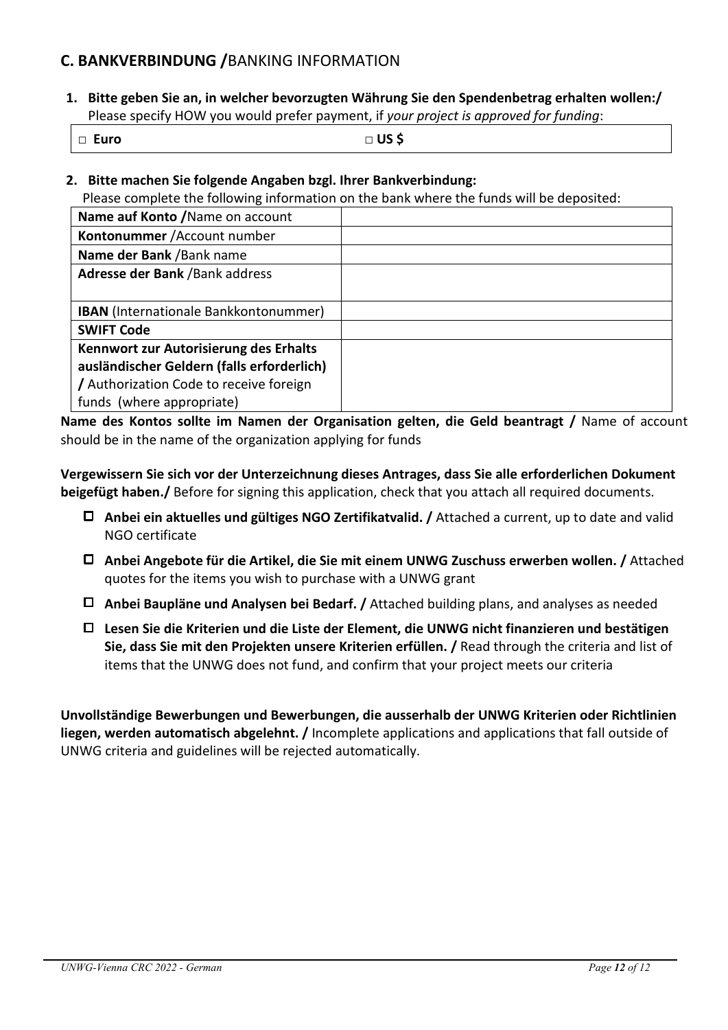## C. BANKVERBINDUNG /BANKING INFORMATION

1. **Bitte geben Sie an, in welcher bevorzugten Währung Sie den Spendenbetrag erhalten wollen:/** Please specify HOW you would prefer payment, if *your project is approved for funding*:

| □ **Euro** | □ **US $** |
|---|---|

2. **Bitte machen Sie folgende Angaben bzgl. Ihrer Bankverbindung:**
   Please complete the following information on the bank where the funds will be deposited:

| | |
|---|---|
| **Name auf Konto /**Name on account | |
| **Kontonummer** /Account number | |
| **Name der Bank** /Bank name | |
| **Adresse der Bank** /Bank address | |
| **IBAN** (Internationale Bankkontonummer) | |
| **SWIFT Code** | |
| **Kennwort zur Autorisierung des Erhalts ausländischer Geldern (falls erforderlich) /** Authorization Code to receive foreign funds (where appropriate) | |

**Name des Kontos sollte im Namen der Organisation gelten, die Geld beantragt /** Name of account should be in the name of the organization applying for funds

**Vergewissern Sie sich vor der Unterzeichnung dieses Antrages, dass Sie alle erforderlichen Dokument beigefügt haben./** Before for signing this application, check that you attach all required documents.

- ☐ **Anbei ein aktuelles und gültiges NGO Zertifikatvalid. /** Attached a current, up to date and valid NGO certificate
- ☐ **Anbei Angebote für die Artikel, die Sie mit einem UNWG Zuschuss erwerben wollen. /** Attached quotes for the items you wish to purchase with a UNWG grant
- ☐ **Anbei Baupläne und Analysen bei Bedarf. /** Attached building plans, and analyses as needed
- ☐ **Lesen Sie die Kriterien und die Liste der Element, die UNWG nicht finanzieren und bestätigen Sie, dass Sie mit den Projekten unsere Kriterien erfüllen. /** Read through the criteria and list of items that the UNWG does not fund, and confirm that your project meets our criteria

**Unvollständige Bewerbungen und Bewerbungen, die ausserhalb der UNWG Kriterien oder Richtlinien liegen, werden automatisch abgelehnt. /** Incomplete applications and applications that fall outside of UNWG criteria and guidelines will be rejected automatically.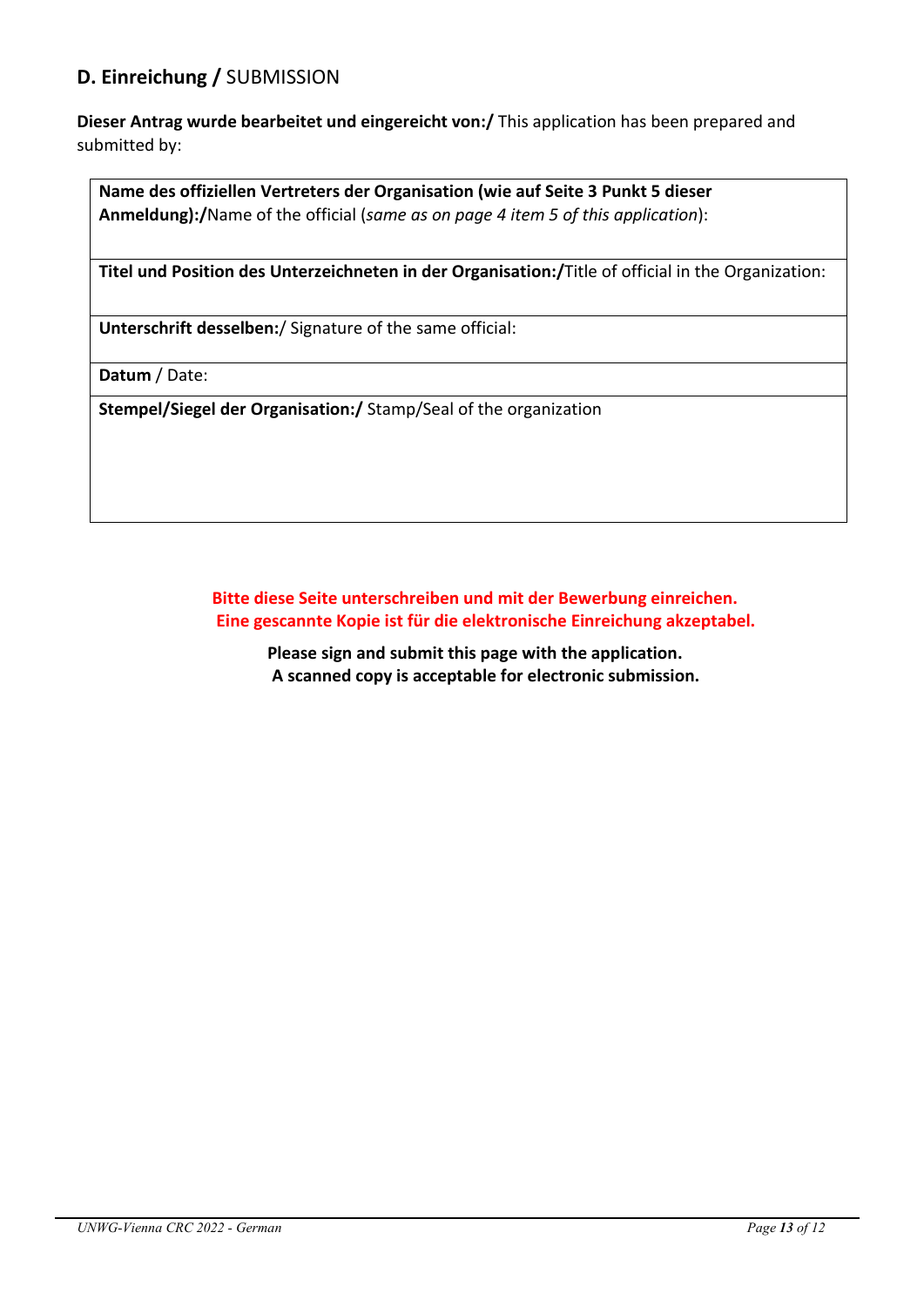## **D. Einreichung /** SUBMISSION

**Dieser Antrag wurde bearbeitet und eingereicht von:/** This application has been prepared and submitted by:

| |
|---|
| **Name des offiziellen Vertreters der Organisation (wie auf Seite 3 Punkt 5 dieser Anmeldung):/**Name of the official (*same as on page 4 item 5 of this application*): |
| **Titel und Position des Unterzeichneten in der Organisation:/**Title of official in the Organization: |
| **Unterschrift desselben:**/ Signature of the same official: |
| **Datum** / Date: |
| **Stempel/Siegel der Organisation:/** Stamp/Seal of the organization |

**Bitte diese Seite unterschreiben und mit der Bewerbung einreichen.**
**Eine gescannte Kopie ist für die elektronische Einreichung akzeptabel.**

**Please sign and submit this page with the application.**
**A scanned copy is acceptable for electronic submission.**